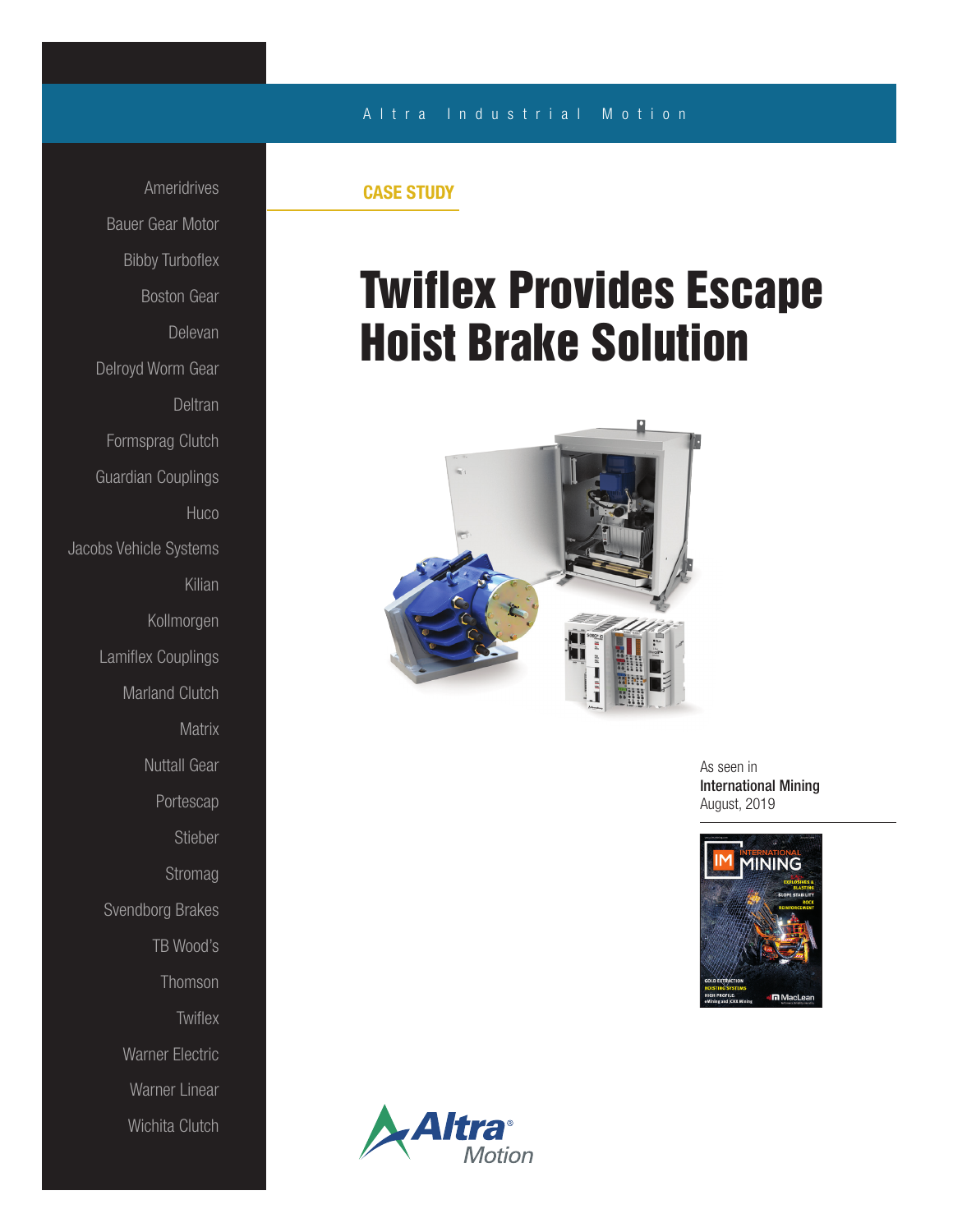Ameridrives

Bauer Gear Motor

Bibby Turboflex

Boston Gear

Delevan

Delroyd Worm Gear

Deltran

Formsprag Clutch

Guardian Couplings

Huco

Jacobs Vehicle Systems

Kilian

Kollmorgen

Lamiflex Couplings

Marland Clutch

Matrix

Nuttall Gear

Portescap

Stieber

Stromag

Svendborg Brakes

TB Wood's

Thomson

Twiflex

Warner Electric

Warner Linear

Wichita Clutch

Altra Industrial Motion

**CASE STUDY**

# Twiflex Provides Escape Hoist Brake Solution

As seen in
**International Mining**
August, 2019

Altra Motion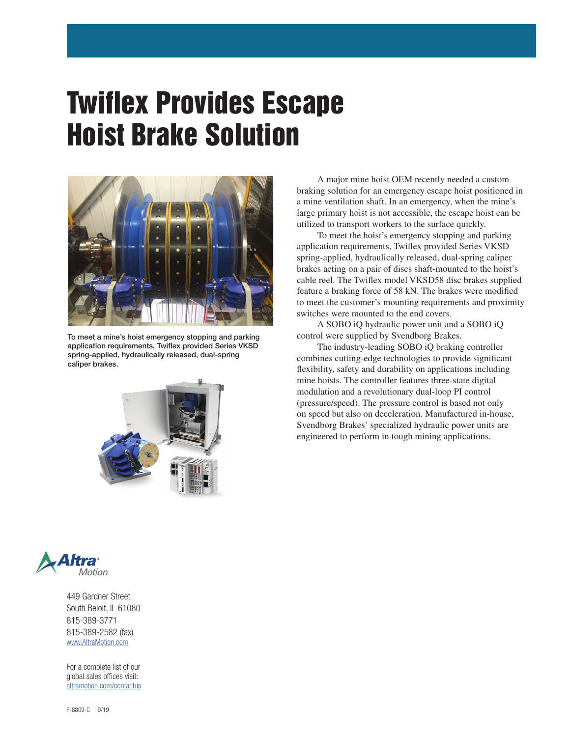# Twiflex Provides Escape Hoist Brake Solution

To meet a mine's hoist emergency stopping and parking application requirements, Twiflex provided Series VKSD spring-applied, hydraulically released, dual-spring caliper brakes.

A major mine hoist OEM recently needed a custom braking solution for an emergency escape hoist positioned in a mine ventilation shaft. In an emergency, when the mine's large primary hoist is not accessible, the escape hoist can be utilized to transport workers to the surface quickly.

To meet the hoist's emergency stopping and parking application requirements, Twiflex provided Series VKSD spring-applied, hydraulically released, dual-spring caliper brakes acting on a pair of discs shaft-mounted to the hoist's cable reel. The Twiflex model VKSD58 disc brakes supplied feature a braking force of 58 kN. The brakes were modified to meet the customer's mounting requirements and proximity switches were mounted to the end covers.

A SOBO iQ hydraulic power unit and a SOBO iQ control were supplied by Svendborg Brakes.

The industry-leading SOBO iQ braking controller combines cutting-edge technologies to provide significant flexibility, safety and durability on applications including mine hoists. The controller features three-state digital modulation and a revolutionary dual-loop PI control (pressure/speed). The pressure control is based not only on speed but also on deceleration. Manufactured in-house, Svendborg Brakes' specialized hydraulic power units are engineered to perform in tough mining applications.

Altra Motion

449 Gardner Street
South Beloit, IL 61080
815-389-3771
815-389-2582 (fax)
www.AltraMotion.com

For a complete list of our global sales offices visit:
altramotion.com/contactus

P-8809-C 9/19